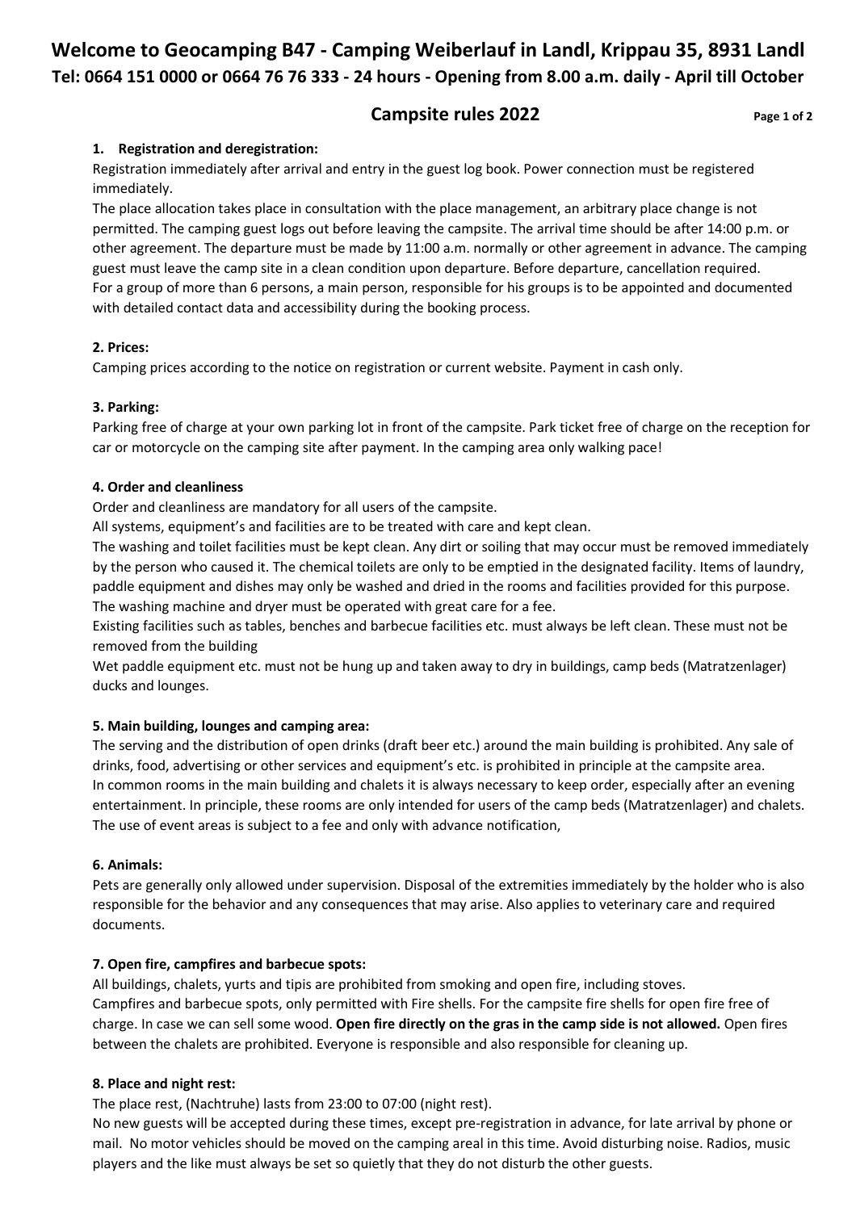# Welcome to Geocamping B47 - Camping Weiberlauf in Landl, Krippau 35, 8931 Landl

**Tel: 0664 151 0000 or 0664 76 76 333 - 24 hours - Opening from 8.00 a.m. daily - April till October**

## Campsite rules 2022

### 1. Registration and deregistration:

Registration immediately after arrival and entry in the guest log book. Power connection must be registered immediately.

The place allocation takes place in consultation with the place management, an arbitrary place change is not permitted. The camping guest logs out before leaving the campsite. The arrival time should be after 14:00 p.m. or other agreement. The departure must be made by 11:00 a.m. normally or other agreement in advance. The camping guest must leave the camp site in a clean condition upon departure. Before departure, cancellation required.
For a group of more than 6 persons, a main person, responsible for his groups is to be appointed and documented with detailed contact data and accessibility during the booking process.

### 2. Prices:

Camping prices according to the notice on registration or current website. Payment in cash only.

### 3. Parking:

Parking free of charge at your own parking lot in front of the campsite. Park ticket free of charge on the reception for car or motorcycle on the camping site after payment. In the camping area only walking pace!

### 4. Order and cleanliness

Order and cleanliness are mandatory for all users of the campsite.

All systems, equipment's and facilities are to be treated with care and kept clean.

The washing and toilet facilities must be kept clean. Any dirt or soiling that may occur must be removed immediately by the person who caused it. The chemical toilets are only to be emptied in the designated facility. Items of laundry, paddle equipment and dishes may only be washed and dried in the rooms and facilities provided for this purpose. The washing machine and dryer must be operated with great care for a fee.

Existing facilities such as tables, benches and barbecue facilities etc. must always be left clean. These must not be removed from the building

Wet paddle equipment etc. must not be hung up and taken away to dry in buildings, camp beds (Matratzenlager) ducks and lounges.

### 5. Main building, lounges and camping area:

The serving and the distribution of open drinks (draft beer etc.) around the main building is prohibited. Any sale of drinks, food, advertising or other services and equipment's etc. is prohibited in principle at the campsite area.
In common rooms in the main building and chalets it is always necessary to keep order, especially after an evening entertainment. In principle, these rooms are only intended for users of the camp beds (Matratzenlager) and chalets. The use of event areas is subject to a fee and only with advance notification,

### 6. Animals:

Pets are generally only allowed under supervision. Disposal of the extremities immediately by the holder who is also responsible for the behavior and any consequences that may arise. Also applies to veterinary care and required documents.

### 7. Open fire, campfires and barbecue spots:

All buildings, chalets, yurts and tipis are prohibited from smoking and open fire, including stoves.
Campfires and barbecue spots, only permitted with Fire shells. For the campsite fire shells for open fire free of charge. In case we can sell some wood. **Open fire directly on the gras in the camp side is not allowed.** Open fires between the chalets are prohibited. Everyone is responsible and also responsible for cleaning up.

### 8. Place and night rest:

The place rest, (Nachtruhe) lasts from 23:00 to 07:00 (night rest).
No new guests will be accepted during these times, except pre-registration in advance, for late arrival by phone or mail. No motor vehicles should be moved on the camping areal in this time. Avoid disturbing noise. Radios, music players and the like must always be set so quietly that they do not disturb the other guests.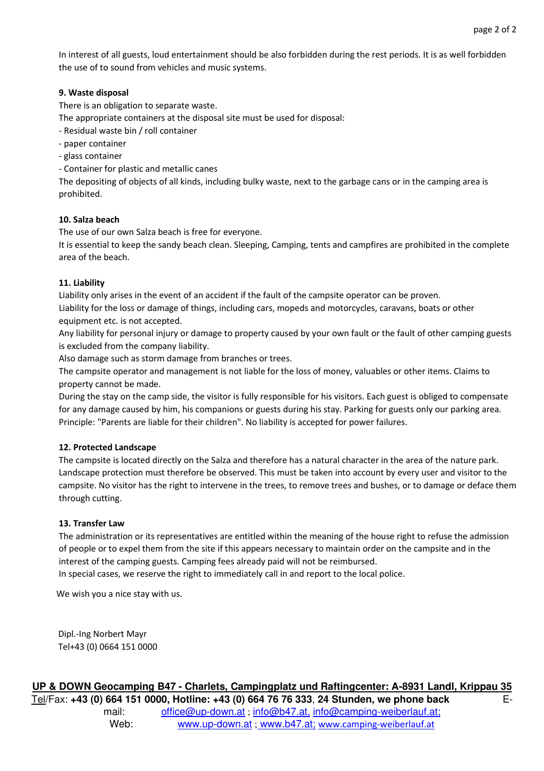In interest of all guests, loud entertainment should be also forbidden during the rest periods. It is as well forbidden the use of to sound from vehicles and music systems.

**9. Waste disposal**

There is an obligation to separate waste.
The appropriate containers at the disposal site must be used for disposal:

- Residual waste bin / roll container
- paper container
- glass container
- Container for plastic and metallic canes

The depositing of objects of all kinds, including bulky waste, next to the garbage cans or in the camping area is prohibited.

**10. Salza beach**

The use of our own Salza beach is free for everyone.
It is essential to keep the sandy beach clean. Sleeping, Camping, tents and campfires are prohibited in the complete area of the beach.

**11. Liability**

Liability only arises in the event of an accident if the fault of the campsite operator can be proven.
Liability for the loss or damage of things, including cars, mopeds and motorcycles, caravans, boats or other equipment etc. is not accepted.
Any liability for personal injury or damage to property caused by your own fault or the fault of other camping guests is excluded from the company liability.
Also damage such as storm damage from branches or trees.
The campsite operator and management is not liable for the loss of money, valuables or other items. Claims to property cannot be made.
During the stay on the camp side, the visitor is fully responsible for his visitors. Each guest is obliged to compensate for any damage caused by him, his companions or guests during his stay. Parking for guests only our parking area.
Principle: "Parents are liable for their children". No liability is accepted for power failures.

**12. Protected Landscape**

The campsite is located directly on the Salza and therefore has a natural character in the area of the nature park. Landscape protection must therefore be observed. This must be taken into account by every user and visitor to the campsite. No visitor has the right to intervene in the trees, to remove trees and bushes, or to damage or deface them through cutting.

**13. Transfer Law**

The administration or its representatives are entitled within the meaning of the house right to refuse the admission of people or to expel them from the site if this appears necessary to maintain order on the campsite and in the interest of the camping guests. Camping fees already paid will not be reimbursed.
In special cases, we reserve the right to immediately call in and report to the local police.

We wish you a nice stay with us.

Dipl.-Ing Norbert Mayr
Tel+43 (0) 0664 151 0000

**UP & DOWN Geocamping B47 - Charlets, Campingplatz und Raftingcenter: A-8931 Landl, Krippau 35**
Tel/Fax: **+43 (0) 664 151 0000, Hotline: +43 (0) 664 76 76 333**, **24 Stunden, we phone back** E-mail: office@up-down.at ; info@b47.at, info@camping-weiberlauf.at;
Web: www.up-down.at ; www.b47.at; www.camping-weiberlauf.at